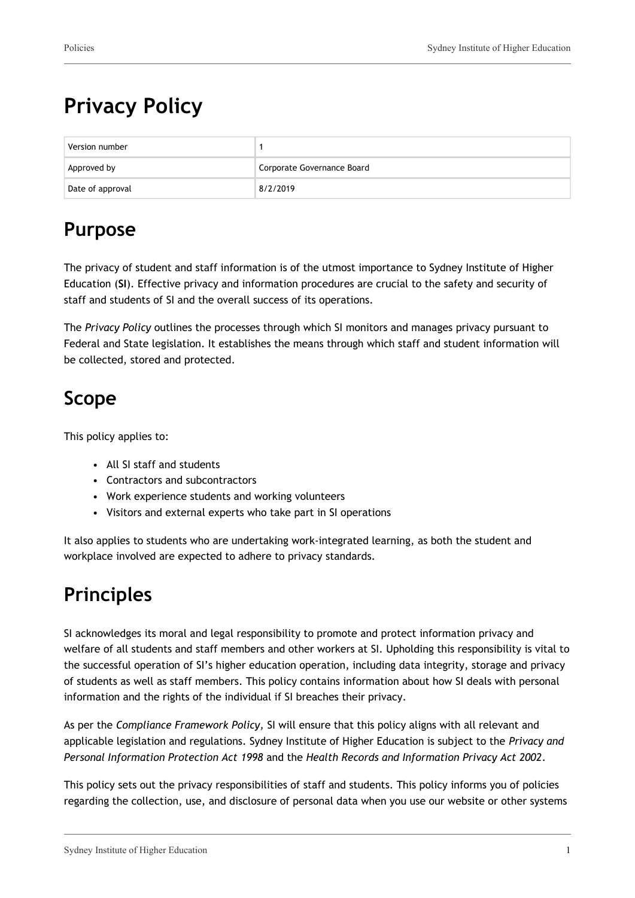# Privacy Policy

| Version number | 1 |
| --- | --- |
| Approved by | Corporate Governance Board |
| Date of approval | 8/2/2019 |

## Purpose

The privacy of student and staff information is of the utmost importance to Sydney Institute of Higher Education (**SI**). Effective privacy and information procedures are crucial to the safety and security of staff and students of SI and the overall success of its operations.

The *Privacy Policy* outlines the processes through which SI monitors and manages privacy pursuant to Federal and State legislation. It establishes the means through which staff and student information will be collected, stored and protected.

## Scope

This policy applies to:

- All SI staff and students
- Contractors and subcontractors
- Work experience students and working volunteers
- Visitors and external experts who take part in SI operations

It also applies to students who are undertaking work-integrated learning, as both the student and workplace involved are expected to adhere to privacy standards.

## Principles

SI acknowledges its moral and legal responsibility to promote and protect information privacy and welfare of all students and staff members and other workers at SI. Upholding this responsibility is vital to the successful operation of SI's higher education operation, including data integrity, storage and privacy of students as well as staff members. This policy contains information about how SI deals with personal information and the rights of the individual if SI breaches their privacy.

As per the *Compliance Framework Policy,* SI will ensure that this policy aligns with all relevant and applicable legislation and regulations. Sydney Institute of Higher Education is subject to the *Privacy and Personal Information Protection Act 1998* and the *Health Records and Information Privacy Act 2002*.

This policy sets out the privacy responsibilities of staff and students. This policy informs you of policies regarding the collection, use, and disclosure of personal data when you use our website or other systems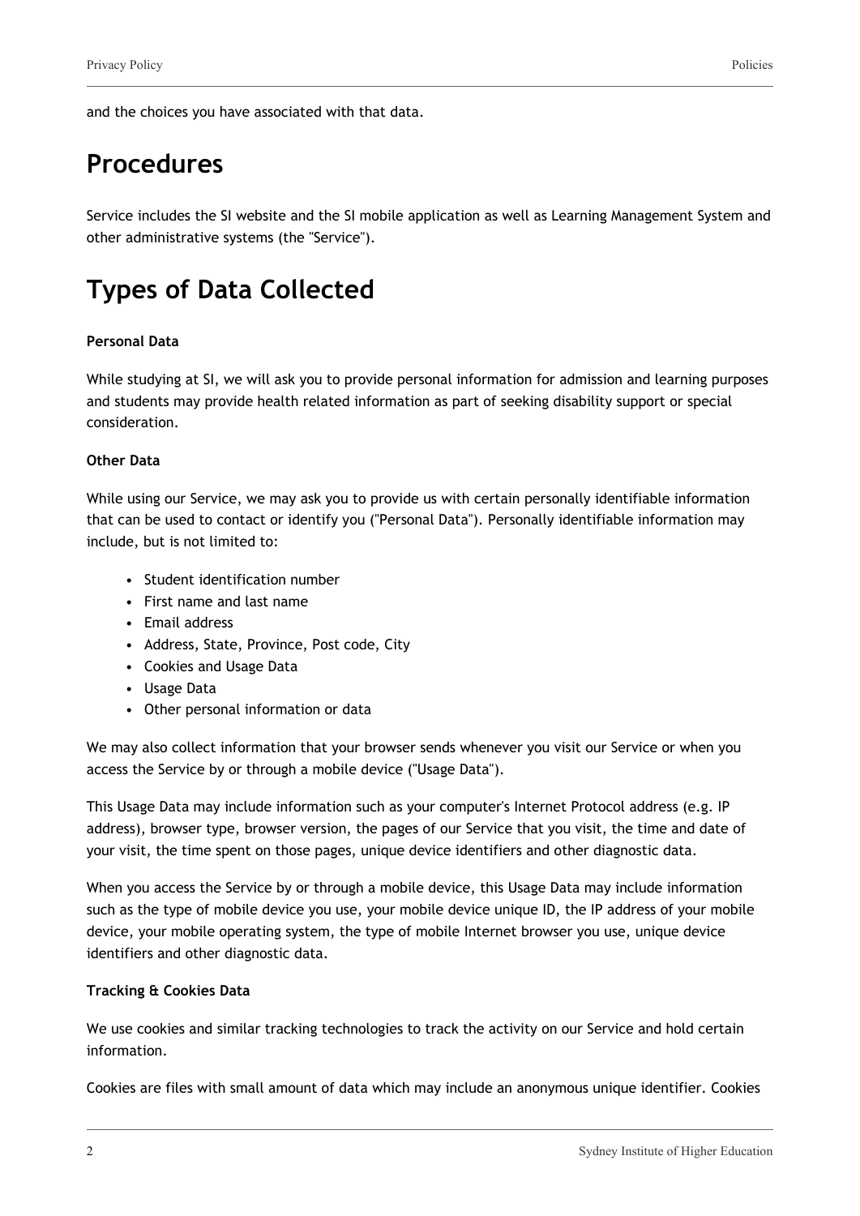and the choices you have associated with that data.

# Procedures

Service includes the SI website and the SI mobile application as well as Learning Management System and other administrative systems (the "Service").

# Types of Data Collected

**Personal Data**

While studying at SI, we will ask you to provide personal information for admission and learning purposes and students may provide health related information as part of seeking disability support or special consideration.

**Other Data**

While using our Service, we may ask you to provide us with certain personally identifiable information that can be used to contact or identify you ("Personal Data"). Personally identifiable information may include, but is not limited to:

- Student identification number
- First name and last name
- Email address
- Address, State, Province, Post code, City
- Cookies and Usage Data
- Usage Data
- Other personal information or data

We may also collect information that your browser sends whenever you visit our Service or when you access the Service by or through a mobile device ("Usage Data").

This Usage Data may include information such as your computer's Internet Protocol address (e.g. IP address), browser type, browser version, the pages of our Service that you visit, the time and date of your visit, the time spent on those pages, unique device identifiers and other diagnostic data.

When you access the Service by or through a mobile device, this Usage Data may include information such as the type of mobile device you use, your mobile device unique ID, the IP address of your mobile device, your mobile operating system, the type of mobile Internet browser you use, unique device identifiers and other diagnostic data.

**Tracking & Cookies Data**

We use cookies and similar tracking technologies to track the activity on our Service and hold certain information.

Cookies are files with small amount of data which may include an anonymous unique identifier. Cookies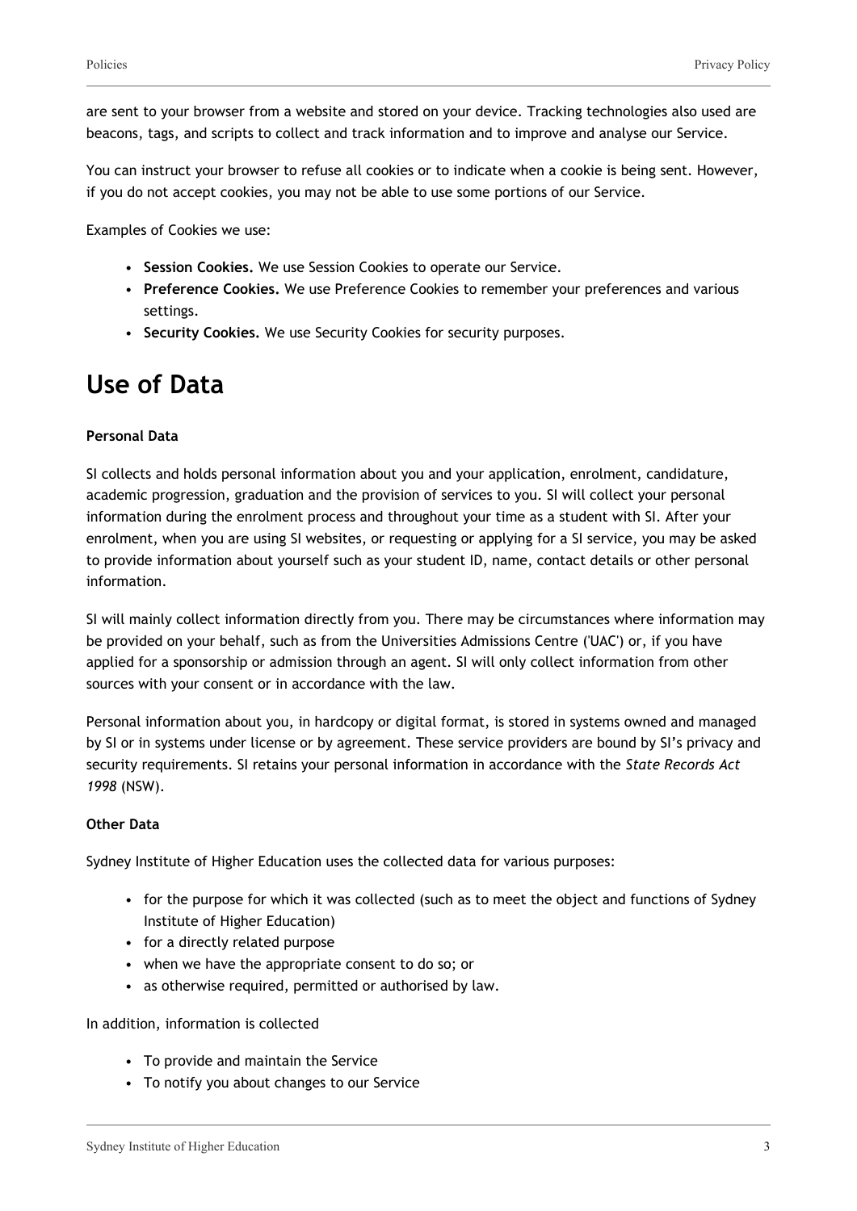are sent to your browser from a website and stored on your device. Tracking technologies also used are beacons, tags, and scripts to collect and track information and to improve and analyse our Service.

You can instruct your browser to refuse all cookies or to indicate when a cookie is being sent. However, if you do not accept cookies, you may not be able to use some portions of our Service.

Examples of Cookies we use:

- **Session Cookies.** We use Session Cookies to operate our Service.
- **Preference Cookies.** We use Preference Cookies to remember your preferences and various settings.
- **Security Cookies.** We use Security Cookies for security purposes.

# Use of Data

**Personal Data**

SI collects and holds personal information about you and your application, enrolment, candidature, academic progression, graduation and the provision of services to you. SI will collect your personal information during the enrolment process and throughout your time as a student with SI. After your enrolment, when you are using SI websites, or requesting or applying for a SI service, you may be asked to provide information about yourself such as your student ID, name, contact details or other personal information.

SI will mainly collect information directly from you. There may be circumstances where information may be provided on your behalf, such as from the Universities Admissions Centre ('UAC') or, if you have applied for a sponsorship or admission through an agent. SI will only collect information from other sources with your consent or in accordance with the law.

Personal information about you, in hardcopy or digital format, is stored in systems owned and managed by SI or in systems under license or by agreement. These service providers are bound by SI's privacy and security requirements. SI retains your personal information in accordance with the *State Records Act 1998* (NSW).

**Other Data**

Sydney Institute of Higher Education uses the collected data for various purposes:

- for the purpose for which it was collected (such as to meet the object and functions of Sydney Institute of Higher Education)
- for a directly related purpose
- when we have the appropriate consent to do so; or
- as otherwise required, permitted or authorised by law.

In addition, information is collected

- To provide and maintain the Service
- To notify you about changes to our Service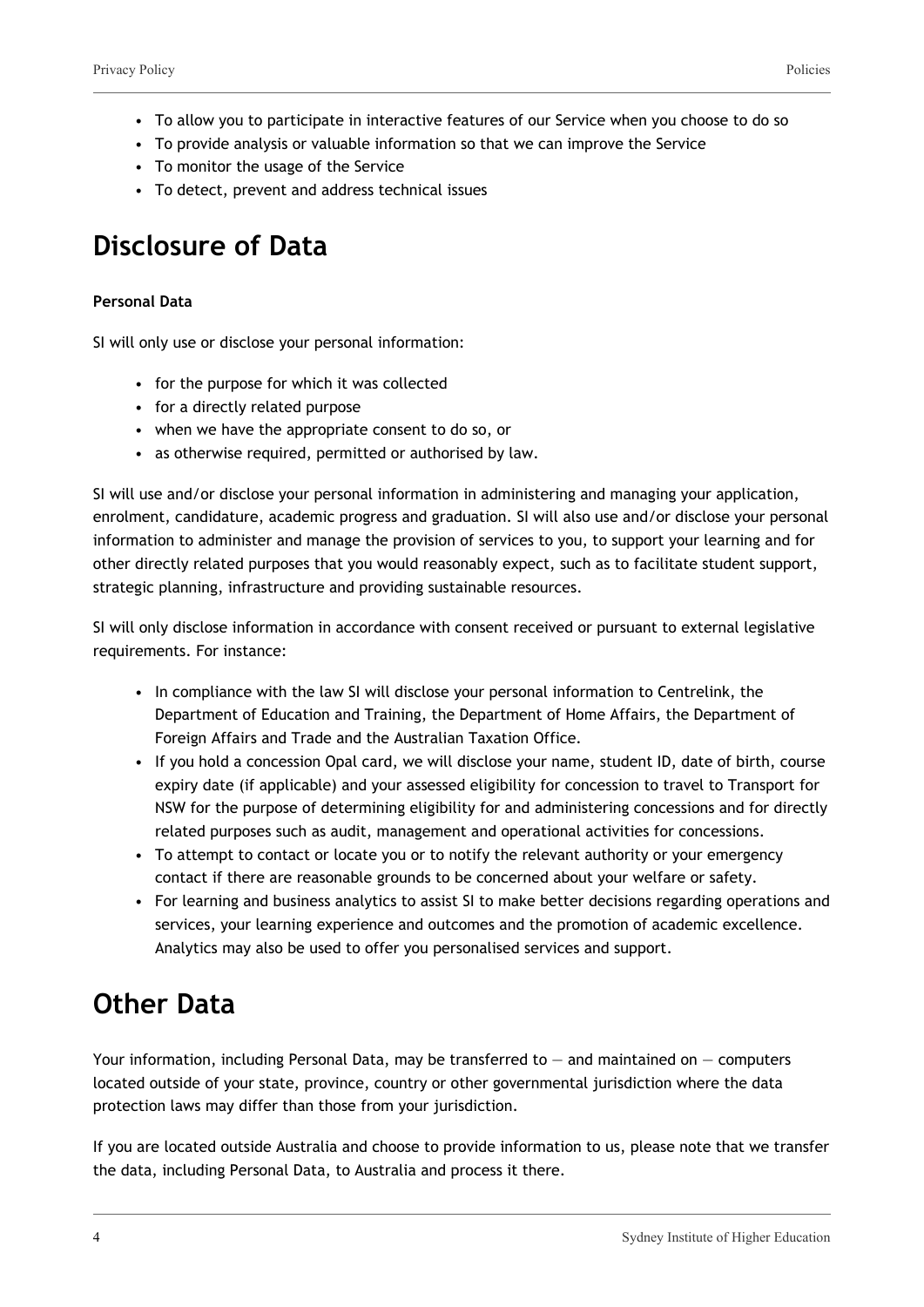- To allow you to participate in interactive features of our Service when you choose to do so
- To provide analysis or valuable information so that we can improve the Service
- To monitor the usage of the Service
- To detect, prevent and address technical issues

# Disclosure of Data

**Personal Data**

SI will only use or disclose your personal information:

- for the purpose for which it was collected
- for a directly related purpose
- when we have the appropriate consent to do so, or
- as otherwise required, permitted or authorised by law.

SI will use and/or disclose your personal information in administering and managing your application, enrolment, candidature, academic progress and graduation. SI will also use and/or disclose your personal information to administer and manage the provision of services to you, to support your learning and for other directly related purposes that you would reasonably expect, such as to facilitate student support, strategic planning, infrastructure and providing sustainable resources.

SI will only disclose information in accordance with consent received or pursuant to external legislative requirements. For instance:

- In compliance with the law SI will disclose your personal information to Centrelink, the Department of Education and Training, the Department of Home Affairs, the Department of Foreign Affairs and Trade and the Australian Taxation Office.
- If you hold a concession Opal card, we will disclose your name, student ID, date of birth, course expiry date (if applicable) and your assessed eligibility for concession to travel to Transport for NSW for the purpose of determining eligibility for and administering concessions and for directly related purposes such as audit, management and operational activities for concessions.
- To attempt to contact or locate you or to notify the relevant authority or your emergency contact if there are reasonable grounds to be concerned about your welfare or safety.
- For learning and business analytics to assist SI to make better decisions regarding operations and services, your learning experience and outcomes and the promotion of academic excellence. Analytics may also be used to offer you personalised services and support.

# Other Data

Your information, including Personal Data, may be transferred to — and maintained on — computers located outside of your state, province, country or other governmental jurisdiction where the data protection laws may differ than those from your jurisdiction.

If you are located outside Australia and choose to provide information to us, please note that we transfer the data, including Personal Data, to Australia and process it there.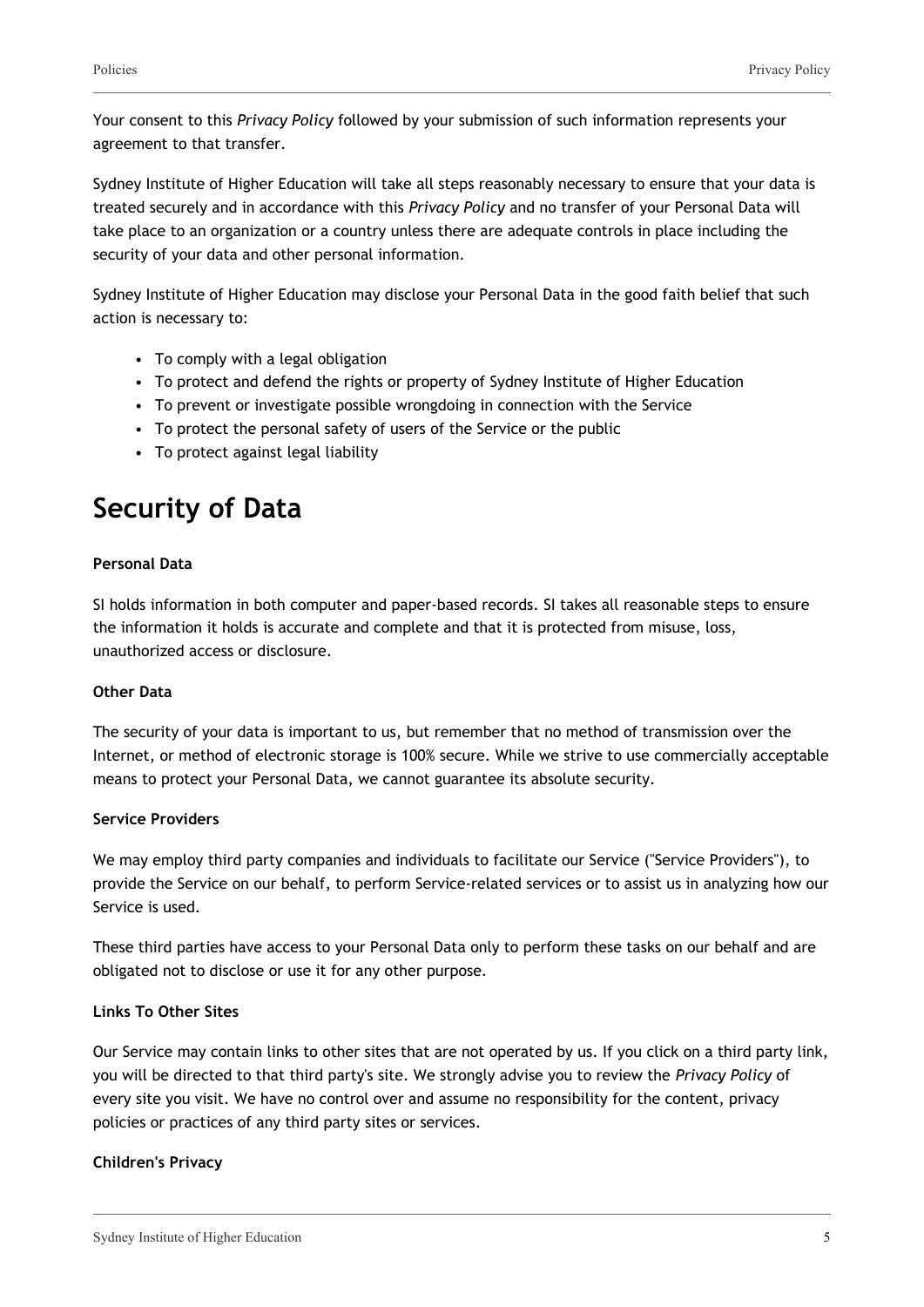Your consent to this *Privacy Policy* followed by your submission of such information represents your agreement to that transfer.

Sydney Institute of Higher Education will take all steps reasonably necessary to ensure that your data is treated securely and in accordance with this *Privacy Policy* and no transfer of your Personal Data will take place to an organization or a country unless there are adequate controls in place including the security of your data and other personal information.

Sydney Institute of Higher Education may disclose your Personal Data in the good faith belief that such action is necessary to:

- To comply with a legal obligation
- To protect and defend the rights or property of Sydney Institute of Higher Education
- To prevent or investigate possible wrongdoing in connection with the Service
- To protect the personal safety of users of the Service or the public
- To protect against legal liability

# Security of Data

**Personal Data**

SI holds information in both computer and paper-based records. SI takes all reasonable steps to ensure the information it holds is accurate and complete and that it is protected from misuse, loss, unauthorized access or disclosure.

**Other Data**

The security of your data is important to us, but remember that no method of transmission over the Internet, or method of electronic storage is 100% secure. While we strive to use commercially acceptable means to protect your Personal Data, we cannot guarantee its absolute security.

**Service Providers**

We may employ third party companies and individuals to facilitate our Service ("Service Providers"), to provide the Service on our behalf, to perform Service-related services or to assist us in analyzing how our Service is used.

These third parties have access to your Personal Data only to perform these tasks on our behalf and are obligated not to disclose or use it for any other purpose.

**Links To Other Sites**

Our Service may contain links to other sites that are not operated by us. If you click on a third party link, you will be directed to that third party's site. We strongly advise you to review the *Privacy Policy* of every site you visit. We have no control over and assume no responsibility for the content, privacy policies or practices of any third party sites or services.

**Children's Privacy**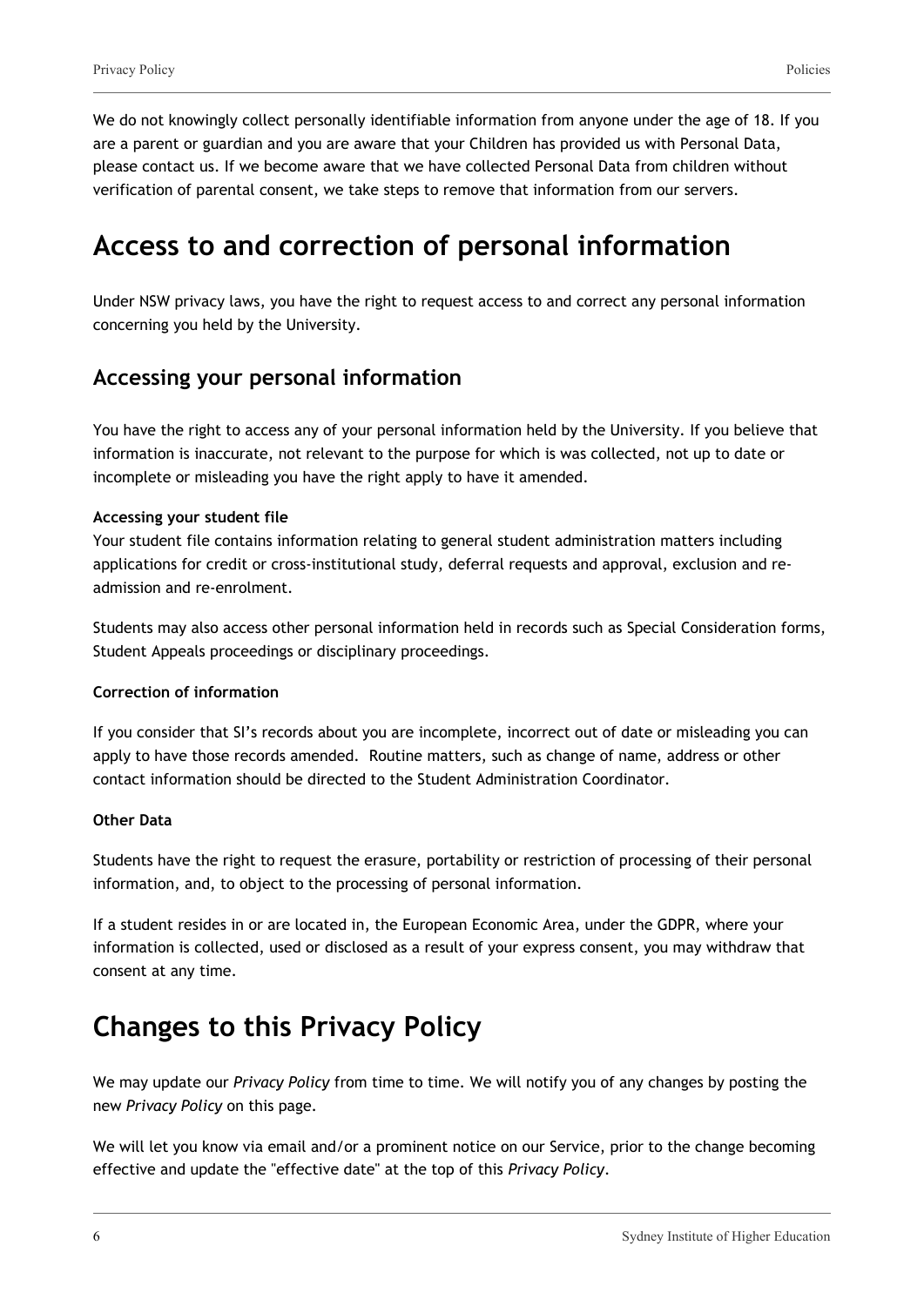We do not knowingly collect personally identifiable information from anyone under the age of 18. If you are a parent or guardian and you are aware that your Children has provided us with Personal Data, please contact us. If we become aware that we have collected Personal Data from children without verification of parental consent, we take steps to remove that information from our servers.

# Access to and correction of personal information

Under NSW privacy laws, you have the right to request access to and correct any personal information concerning you held by the University.

## Accessing your personal information

You have the right to access any of your personal information held by the University. If you believe that information is inaccurate, not relevant to the purpose for which is was collected, not up to date or incomplete or misleading you have the right apply to have it amended.

**Accessing your student file**

Your student file contains information relating to general student administration matters including applications for credit or cross-institutional study, deferral requests and approval, exclusion and re-admission and re-enrolment.

Students may also access other personal information held in records such as Special Consideration forms, Student Appeals proceedings or disciplinary proceedings.

**Correction of information**

If you consider that SI's records about you are incomplete, incorrect out of date or misleading you can apply to have those records amended. Routine matters, such as change of name, address or other contact information should be directed to the Student Administration Coordinator.

**Other Data**

Students have the right to request the erasure, portability or restriction of processing of their personal information, and, to object to the processing of personal information.

If a student resides in or are located in, the European Economic Area, under the GDPR, where your information is collected, used or disclosed as a result of your express consent, you may withdraw that consent at any time.

# Changes to this Privacy Policy

We may update our *Privacy Policy* from time to time. We will notify you of any changes by posting the new *Privacy Policy* on this page.

We will let you know via email and/or a prominent notice on our Service, prior to the change becoming effective and update the "effective date" at the top of this *Privacy Policy*.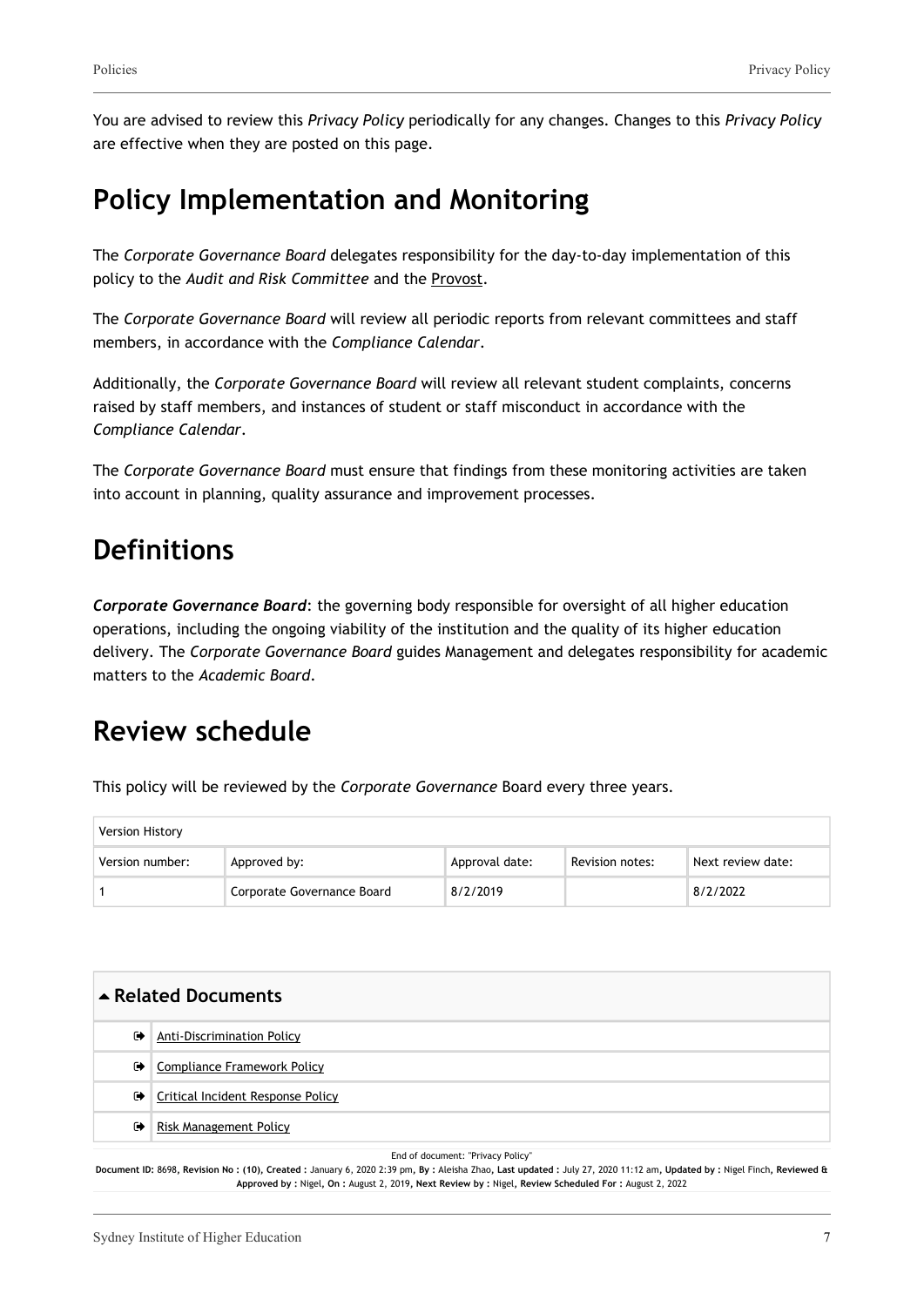You are advised to review this *Privacy Policy* periodically for any changes. Changes to this *Privacy Policy* are effective when they are posted on this page.

## Policy Implementation and Monitoring

The *Corporate Governance Board* delegates responsibility for the day-to-day implementation of this policy to the *Audit and Risk Committee* and the Provost.

The *Corporate Governance Board* will review all periodic reports from relevant committees and staff members, in accordance with the *Compliance Calendar*.

Additionally, the *Corporate Governance Board* will review all relevant student complaints, concerns raised by staff members, and instances of student or staff misconduct in accordance with the *Compliance Calendar*.

The *Corporate Governance Board* must ensure that findings from these monitoring activities are taken into account in planning, quality assurance and improvement processes.

## Definitions

***Corporate Governance Board***: the governing body responsible for oversight of all higher education operations, including the ongoing viability of the institution and the quality of its higher education delivery. The *Corporate Governance Board* guides Management and delegates responsibility for academic matters to the *Academic Board*.

## Review schedule

This policy will be reviewed by the *Corporate Governance* Board every three years.

| Version History | | | | |
|---|---|---|---|---|
| Version number: | Approved by: | Approval date: | Revision notes: | Next review date: |
| 1 | Corporate Governance Board | 8/2/2019 | | 8/2/2022 |

| ▲ Related Documents | |
|---|---|
| ➡ | Anti-Discrimination Policy |
| ➡ | Compliance Framework Policy |
| ➡ | Critical Incident Response Policy |
| ➡ | Risk Management Policy |

End of document: "Privacy Policy"

**Document ID:** 8698, **Revision No : (10), Created :** January 6, 2020 2:39 pm, **By :** Aleisha Zhao, **Last updated :** July 27, 2020 11:12 am, **Updated by :** Nigel Finch, **Reviewed & Approved by :** Nigel, **On :** August 2, 2019, **Next Review by :** Nigel, **Review Scheduled For :** August 2, 2022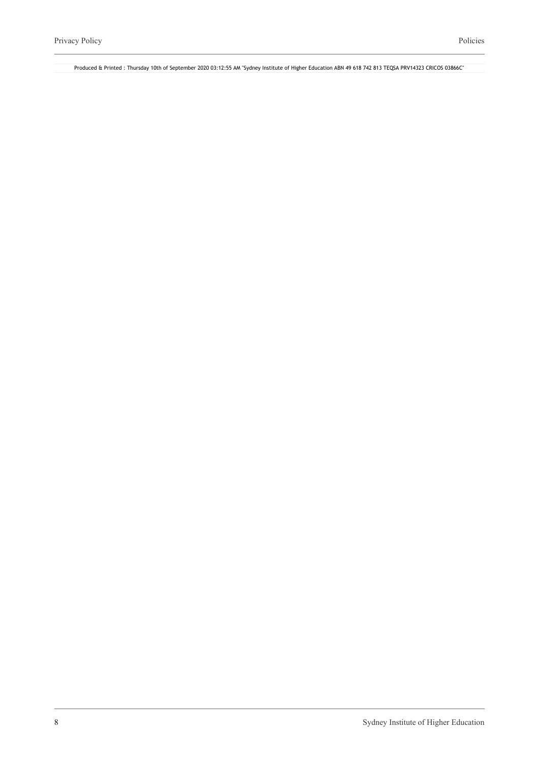Produced & Printed : Thursday 10th of September 2020 03:12:55 AM "Sydney Institute of Higher Education ABN 49 618 742 813 TEQSA PRV14323 CRICOS 03866C"